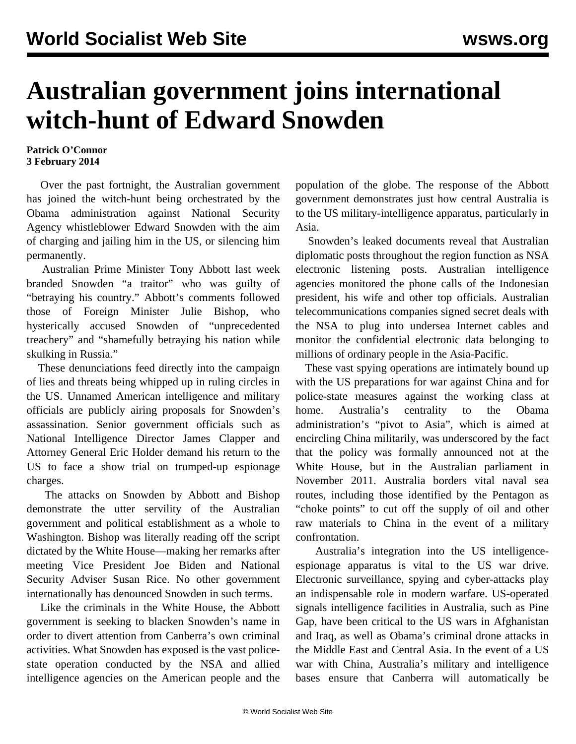# Australian government joins international witch-hunt of Edward Snowden

**Patrick O'Connor**
**3 February 2014**

Over the past fortnight, the Australian government has joined the witch-hunt being orchestrated by the Obama administration against National Security Agency whistleblower Edward Snowden with the aim of charging and jailing him in the US, or silencing him permanently.

Australian Prime Minister Tony Abbott last week branded Snowden "a traitor" who was guilty of "betraying his country." Abbott's comments followed those of Foreign Minister Julie Bishop, who hysterically accused Snowden of "unprecedented treachery" and "shamefully betraying his nation while skulking in Russia."

These denunciations feed directly into the campaign of lies and threats being whipped up in ruling circles in the US. Unnamed American intelligence and military officials are publicly airing proposals for Snowden's assassination. Senior government officials such as National Intelligence Director James Clapper and Attorney General Eric Holder demand his return to the US to face a show trial on trumped-up espionage charges.

The attacks on Snowden by Abbott and Bishop demonstrate the utter servility of the Australian government and political establishment as a whole to Washington. Bishop was literally reading off the script dictated by the White House—making her remarks after meeting Vice President Joe Biden and National Security Adviser Susan Rice. No other government internationally has denounced Snowden in such terms.

Like the criminals in the White House, the Abbott government is seeking to blacken Snowden's name in order to divert attention from Canberra's own criminal activities. What Snowden has exposed is the vast police-state operation conducted by the NSA and allied intelligence agencies on the American people and the population of the globe. The response of the Abbott government demonstrates just how central Australia is to the US military-intelligence apparatus, particularly in Asia.

Snowden's leaked documents reveal that Australian diplomatic posts throughout the region function as NSA electronic listening posts. Australian intelligence agencies monitored the phone calls of the Indonesian president, his wife and other top officials. Australian telecommunications companies signed secret deals with the NSA to plug into undersea Internet cables and monitor the confidential electronic data belonging to millions of ordinary people in the Asia-Pacific.

These vast spying operations are intimately bound up with the US preparations for war against China and for police-state measures against the working class at home. Australia's centrality to the Obama administration's "pivot to Asia", which is aimed at encircling China militarily, was underscored by the fact that the policy was formally announced not at the White House, but in the Australian parliament in November 2011. Australia borders vital naval sea routes, including those identified by the Pentagon as "choke points" to cut off the supply of oil and other raw materials to China in the event of a military confrontation.

Australia's integration into the US intelligence-espionage apparatus is vital to the US war drive. Electronic surveillance, spying and cyber-attacks play an indispensable role in modern warfare. US-operated signals intelligence facilities in Australia, such as Pine Gap, have been critical to the US wars in Afghanistan and Iraq, as well as Obama's criminal drone attacks in the Middle East and Central Asia. In the event of a US war with China, Australia's military and intelligence bases ensure that Canberra will automatically be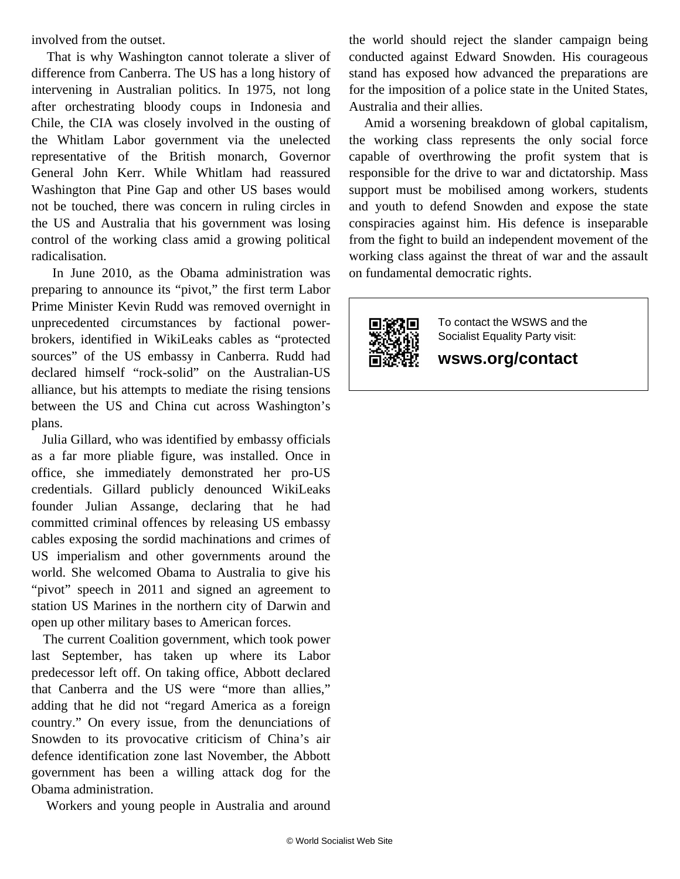involved from the outset.

That is why Washington cannot tolerate a sliver of difference from Canberra. The US has a long history of intervening in Australian politics. In 1975, not long after orchestrating bloody coups in Indonesia and Chile, the CIA was closely involved in the ousting of the Whitlam Labor government via the unelected representative of the British monarch, Governor General John Kerr. While Whitlam had reassured Washington that Pine Gap and other US bases would not be touched, there was concern in ruling circles in the US and Australia that his government was losing control of the working class amid a growing political radicalisation.

In June 2010, as the Obama administration was preparing to announce its "pivot," the first term Labor Prime Minister Kevin Rudd was removed overnight in unprecedented circumstances by factional power-brokers, identified in WikiLeaks cables as "protected sources" of the US embassy in Canberra. Rudd had declared himself "rock-solid" on the Australian-US alliance, but his attempts to mediate the rising tensions between the US and China cut across Washington's plans.

Julia Gillard, who was identified by embassy officials as a far more pliable figure, was installed. Once in office, she immediately demonstrated her pro-US credentials. Gillard publicly denounced WikiLeaks founder Julian Assange, declaring that he had committed criminal offences by releasing US embassy cables exposing the sordid machinations and crimes of US imperialism and other governments around the world. She welcomed Obama to Australia to give his "pivot" speech in 2011 and signed an agreement to station US Marines in the northern city of Darwin and open up other military bases to American forces.

The current Coalition government, which took power last September, has taken up where its Labor predecessor left off. On taking office, Abbott declared that Canberra and the US were "more than allies," adding that he did not "regard America as a foreign country." On every issue, from the denunciations of Snowden to its provocative criticism of China's air defence identification zone last November, the Abbott government has been a willing attack dog for the Obama administration.

Workers and young people in Australia and around the world should reject the slander campaign being conducted against Edward Snowden. His courageous stand has exposed how advanced the preparations are for the imposition of a police state in the United States, Australia and their allies.

Amid a worsening breakdown of global capitalism, the working class represents the only social force capable of overthrowing the profit system that is responsible for the drive to war and dictatorship. Mass support must be mobilised among workers, students and youth to defend Snowden and expose the state conspiracies against him. His defence is inseparable from the fight to build an independent movement of the working class against the threat of war and the assault on fundamental democratic rights.

To contact the WSWS and the Socialist Equality Party visit:

**wsws.org/contact**